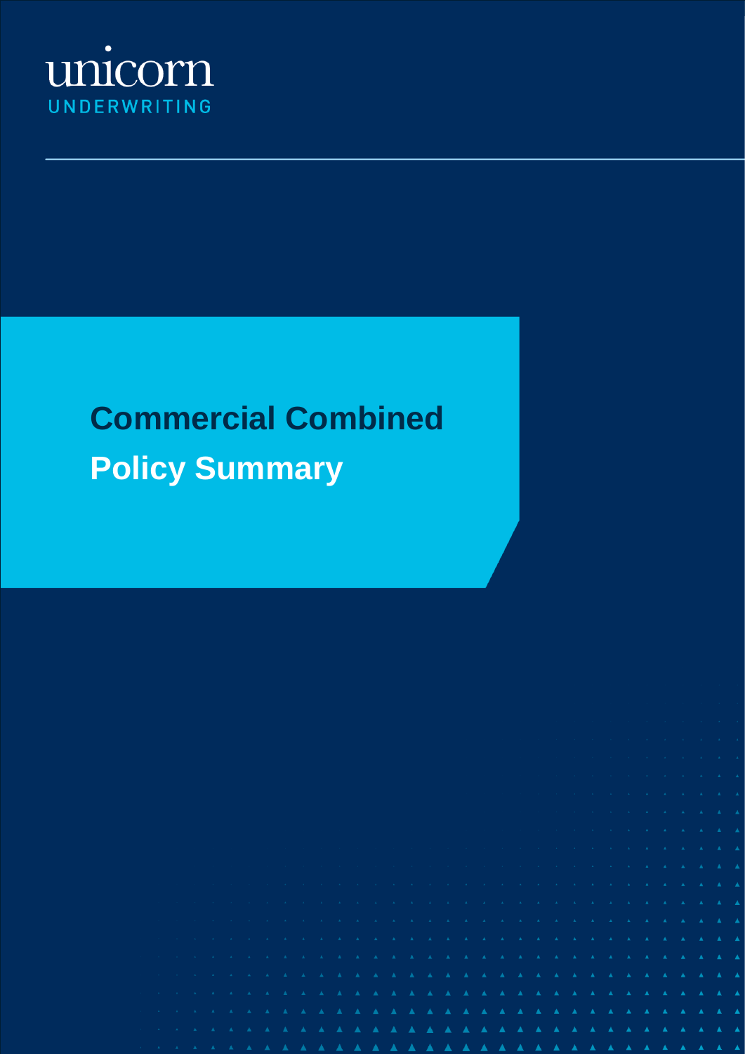unicorn
UNDERWRITING

# Commercial Combined

# Policy Summary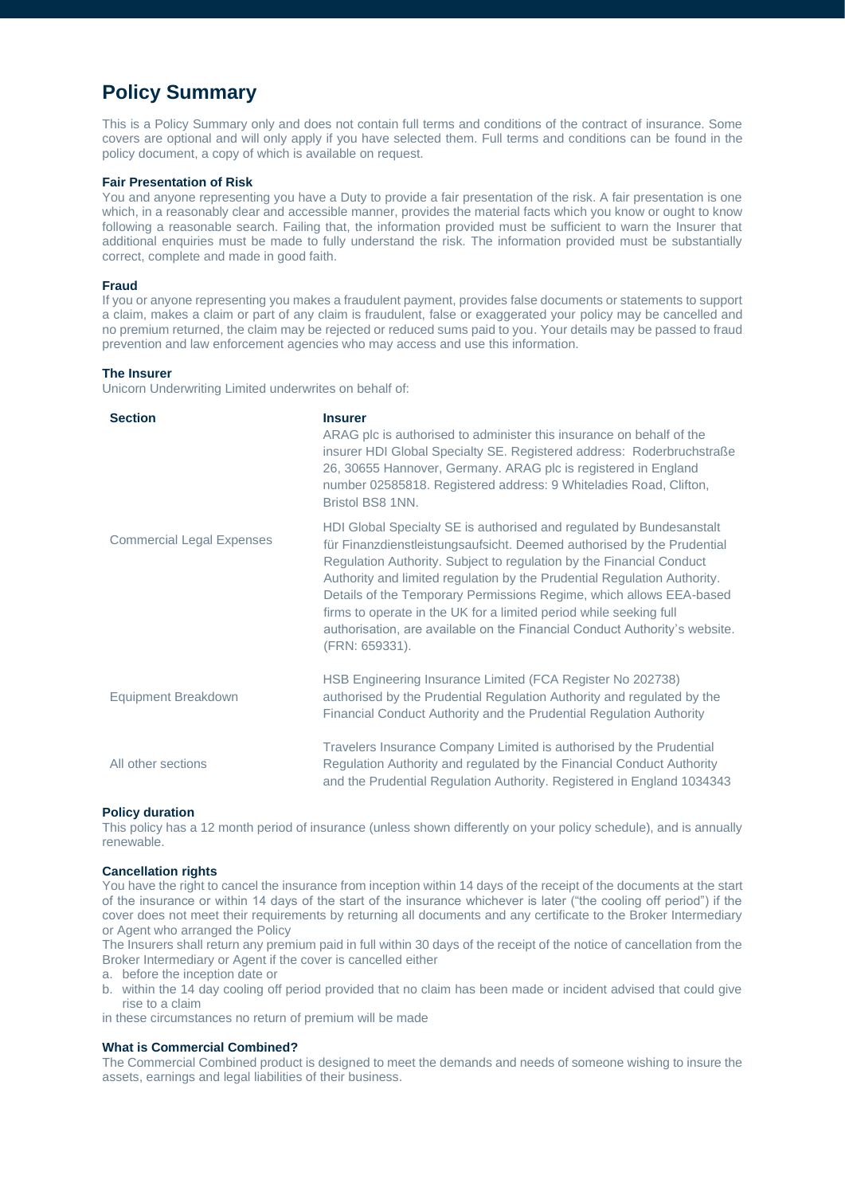# Policy Summary

This is a Policy Summary only and does not contain full terms and conditions of the contract of insurance. Some covers are optional and will only apply if you have selected them. Full terms and conditions can be found in the policy document, a copy of which is available on request.

**Fair Presentation of Risk**

You and anyone representing you have a Duty to provide a fair presentation of the risk. A fair presentation is one which, in a reasonably clear and accessible manner, provides the material facts which you know or ought to know following a reasonable search. Failing that, the information provided must be sufficient to warn the Insurer that additional enquiries must be made to fully understand the risk. The information provided must be substantially correct, complete and made in good faith.

**Fraud**

If you or anyone representing you makes a fraudulent payment, provides false documents or statements to support a claim, makes a claim or part of any claim is fraudulent, false or exaggerated your policy may be cancelled and no premium returned, the claim may be rejected or reduced sums paid to you. Your details may be passed to fraud prevention and law enforcement agencies who may access and use this information.

**The Insurer**

Unicorn Underwriting Limited underwrites on behalf of:

| Section | Insurer |
|---|---|
| Commercial Legal Expenses | ARAG plc is authorised to administer this insurance on behalf of the insurer HDI Global Specialty SE. Registered address: Roderbruchstraße 26, 30655 Hannover, Germany. ARAG plc is registered in England number 02585818. Registered address: 9 Whiteladies Road, Clifton, Bristol BS8 1NN. HDI Global Specialty SE is authorised and regulated by Bundesanstalt für Finanzdienstleistungsaufsicht. Deemed authorised by the Prudential Regulation Authority. Subject to regulation by the Financial Conduct Authority and limited regulation by the Prudential Regulation Authority. Details of the Temporary Permissions Regime, which allows EEA-based firms to operate in the UK for a limited period while seeking full authorisation, are available on the Financial Conduct Authority's website. (FRN: 659331). |
| Equipment Breakdown | HSB Engineering Insurance Limited (FCA Register No 202738) authorised by the Prudential Regulation Authority and regulated by the Financial Conduct Authority and the Prudential Regulation Authority |
| All other sections | Travelers Insurance Company Limited is authorised by the Prudential Regulation Authority and regulated by the Financial Conduct Authority and the Prudential Regulation Authority. Registered in England 1034343 |

**Policy duration**

This policy has a 12 month period of insurance (unless shown differently on your policy schedule), and is annually renewable.

**Cancellation rights**

You have the right to cancel the insurance from inception within 14 days of the receipt of the documents at the start of the insurance or within 14 days of the start of the insurance whichever is later ("the cooling off period") if the cover does not meet their requirements by returning all documents and any certificate to the Broker Intermediary or Agent who arranged the Policy

The Insurers shall return any premium paid in full within 30 days of the receipt of the notice of cancellation from the Broker Intermediary or Agent if the cover is cancelled either

a. before the inception date or
b. within the 14 day cooling off period provided that no claim has been made or incident advised that could give rise to a claim

in these circumstances no return of premium will be made

**What is Commercial Combined?**

The Commercial Combined product is designed to meet the demands and needs of someone wishing to insure the assets, earnings and legal liabilities of their business.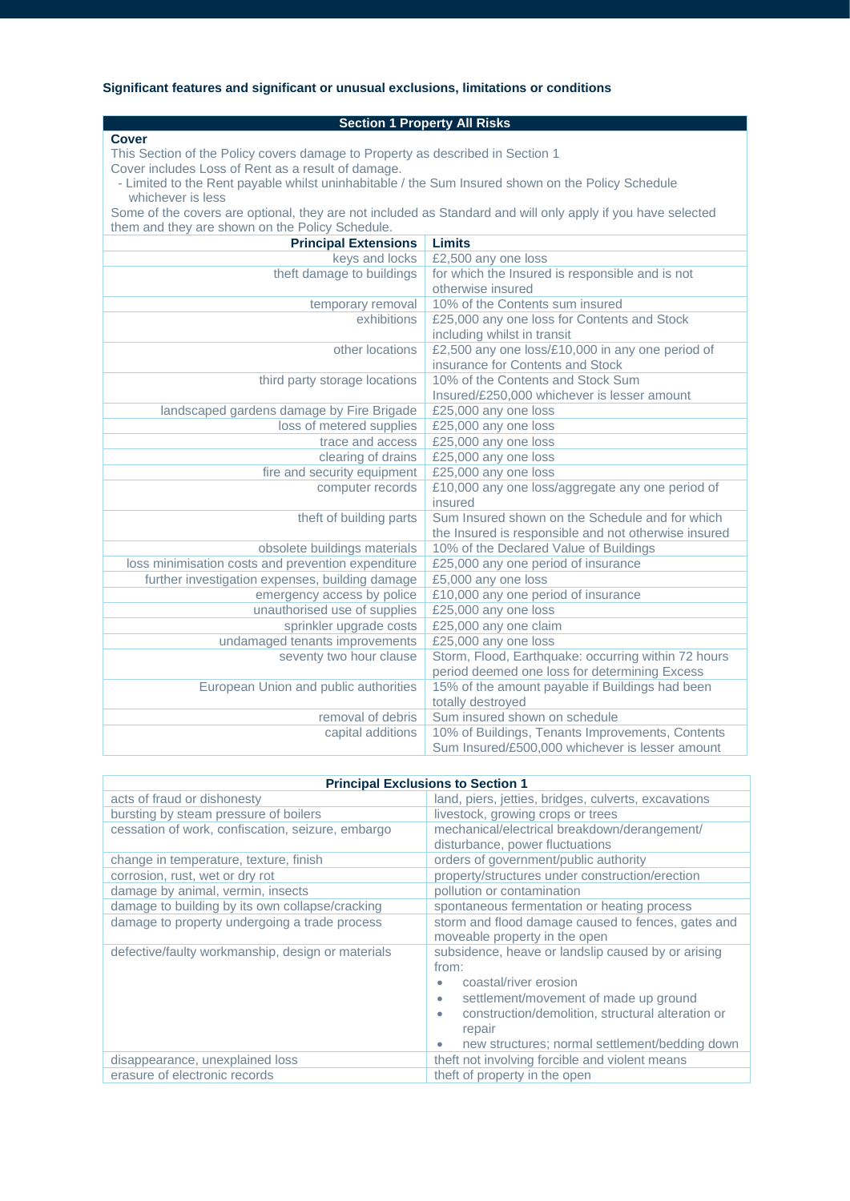**Significant features and significant or unusual exclusions, limitations or conditions**

## Section 1 Property All Risks

**Cover**

This Section of the Policy covers damage to Property as described in Section 1

Cover includes Loss of Rent as a result of damage.

- Limited to the Rent payable whilst uninhabitable / the Sum Insured shown on the Policy Schedule whichever is less

Some of the covers are optional, they are not included as Standard and will only apply if you have selected them and they are shown on the Policy Schedule.

| Principal Extensions | Limits |
|---|---|
| keys and locks | £2,500 any one loss |
| theft damage to buildings | for which the Insured is responsible and is not otherwise insured |
| temporary removal | 10% of the Contents sum insured |
| exhibitions | £25,000 any one loss for Contents and Stock including whilst in transit |
| other locations | £2,500 any one loss/£10,000 in any one period of insurance for Contents and Stock |
| third party storage locations | 10% of the Contents and Stock Sum Insured/£250,000 whichever is lesser amount |
| landscaped gardens damage by Fire Brigade | £25,000 any one loss |
| loss of metered supplies | £25,000 any one loss |
| trace and access | £25,000 any one loss |
| clearing of drains | £25,000 any one loss |
| fire and security equipment | £25,000 any one loss |
| computer records | £10,000 any one loss/aggregate any one period of insured |
| theft of building parts | Sum Insured shown on the Schedule and for which the Insured is responsible and not otherwise insured |
| obsolete buildings materials | 10% of the Declared Value of Buildings |
| loss minimisation costs and prevention expenditure | £25,000 any one period of insurance |
| further investigation expenses, building damage | £5,000 any one loss |
| emergency access by police | £10,000 any one period of insurance |
| unauthorised use of supplies | £25,000 any one loss |
| sprinkler upgrade costs | £25,000 any one claim |
| undamaged tenants improvements | £25,000 any one loss |
| seventy two hour clause | Storm, Flood, Earthquake: occurring within 72 hours period deemed one loss for determining Excess |
| European Union and public authorities | 15% of the amount payable if Buildings had been totally destroyed |
| removal of debris | Sum insured shown on schedule |
| capital additions | 10% of Buildings, Tenants Improvements, Contents Sum Insured/£500,000 whichever is lesser amount |

| Principal Exclusions to Section 1 | |
|---|---|
| acts of fraud or dishonesty | land, piers, jetties, bridges, culverts, excavations |
| bursting by steam pressure of boilers | livestock, growing crops or trees |
| cessation of work, confiscation, seizure, embargo | mechanical/electrical breakdown/derangement/ disturbance, power fluctuations |
| change in temperature, texture, finish | orders of government/public authority |
| corrosion, rust, wet or dry rot | property/structures under construction/erection |
| damage by animal, vermin, insects | pollution or contamination |
| damage to building by its own collapse/cracking | spontaneous fermentation or heating process |
| damage to property undergoing a trade process | storm and flood damage caused to fences, gates and moveable property in the open |
| defective/faulty workmanship, design or materials | subsidence, heave or landslip caused by or arising from: <br>• coastal/river erosion <br>• settlement/movement of made up ground <br>• construction/demolition, structural alteration or repair <br>• new structures; normal settlement/bedding down |
| disappearance, unexplained loss | theft not involving forcible and violent means |
| erasure of electronic records | theft of property in the open |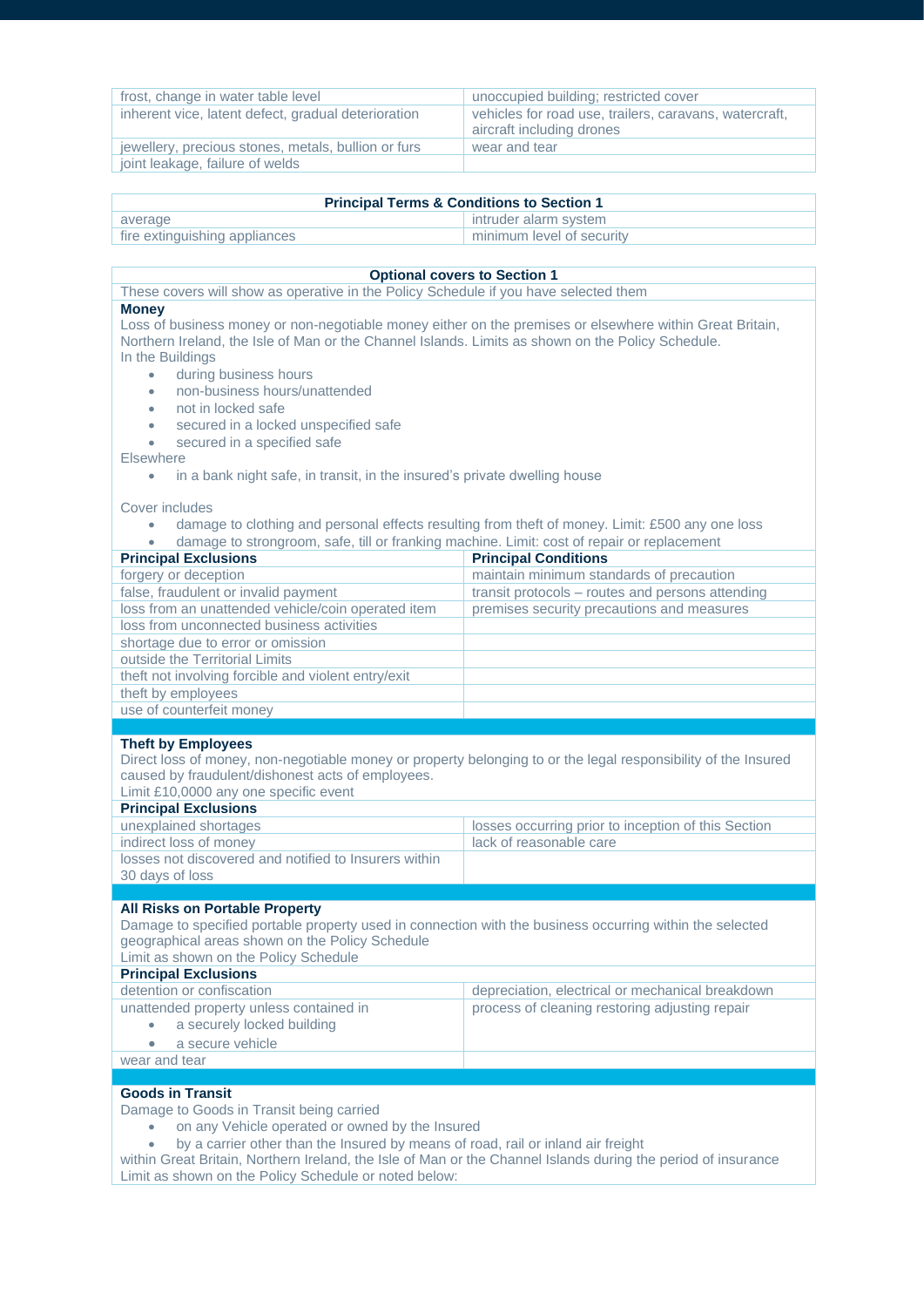| | |
|---|---|
| frost, change in water table level | unoccupied building; restricted cover |
| inherent vice, latent defect, gradual deterioration | vehicles for road use, trailers, caravans, watercraft, aircraft including drones |
| jewellery, precious stones, metals, bullion or furs | wear and tear |
| joint leakage, failure of welds | |

| **Principal Terms & Conditions to Section 1** | |
|---|---|
| average | intruder alarm system |
| fire extinguishing appliances | minimum level of security |

## Optional covers to Section 1

These covers will show as operative in the Policy Schedule if you have selected them

### Money

Loss of business money or non-negotiable money either on the premises or elsewhere within Great Britain, Northern Ireland, the Isle of Man or the Channel Islands. Limits as shown on the Policy Schedule.

In the Buildings

- during business hours
- non-business hours/unattended
- not in locked safe
- secured in a locked unspecified safe
- secured in a specified safe

Elsewhere

- in a bank night safe, in transit, in the insured's private dwelling house

Cover includes

- damage to clothing and personal effects resulting from theft of money. Limit: £500 any one loss
- damage to strongroom, safe, till or franking machine. Limit: cost of repair or replacement

| **Principal Exclusions** | **Principal Conditions** |
|---|---|
| forgery or deception | maintain minimum standards of precaution |
| false, fraudulent or invalid payment | transit protocols – routes and persons attending |
| loss from an unattended vehicle/coin operated item | premises security precautions and measures |
| loss from unconnected business activities | |
| shortage due to error or omission | |
| outside the Territorial Limits | |
| theft not involving forcible and violent entry/exit | |
| theft by employees | |
| use of counterfeit money | |

### Theft by Employees

Direct loss of money, non-negotiable money or property belonging to or the legal responsibility of the Insured caused by fraudulent/dishonest acts of employees.

Limit £10,0000 any one specific event

| **Principal Exclusions** | |
|---|---|
| unexplained shortages | losses occurring prior to inception of this Section |
| indirect loss of money | lack of reasonable care |
| losses not discovered and notified to Insurers within 30 days of loss | |

### All Risks on Portable Property

Damage to specified portable property used in connection with the business occurring within the selected geographical areas shown on the Policy Schedule

Limit as shown on the Policy Schedule

| **Principal Exclusions** | |
|---|---|
| detention or confiscation | depreciation, electrical or mechanical breakdown |
| unattended property unless contained in<br>• a securely locked building<br>• a secure vehicle | process of cleaning restoring adjusting repair |
| wear and tear | |

### Goods in Transit

Damage to Goods in Transit being carried

- on any Vehicle operated or owned by the Insured
- by a carrier other than the Insured by means of road, rail or inland air freight

within Great Britain, Northern Ireland, the Isle of Man or the Channel Islands during the period of insurance

Limit as shown on the Policy Schedule or noted below: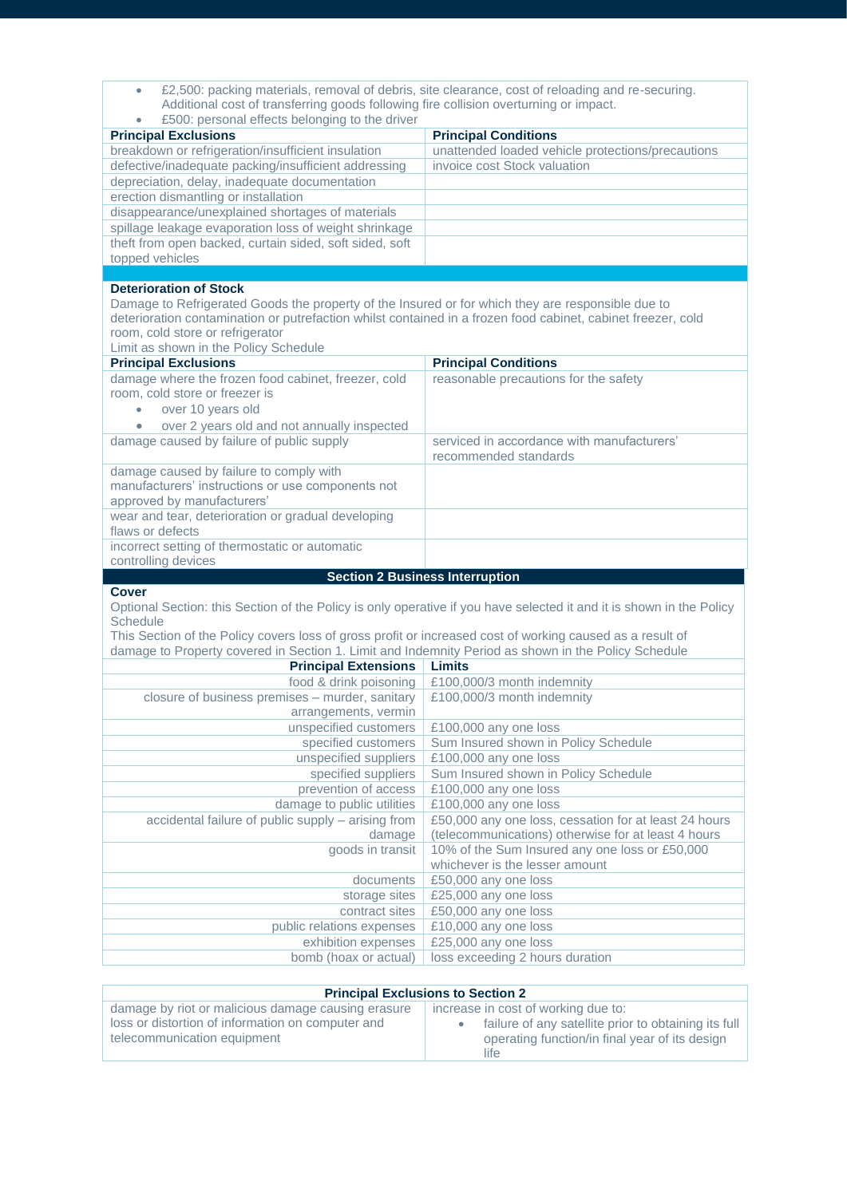- £2,500: packing materials, removal of debris, site clearance, cost of reloading and re-securing. Additional cost of transferring goods following fire collision overturning or impact.
- £500: personal effects belonging to the driver

| Principal Exclusions | Principal Conditions |
|---|---|
| breakdown or refrigeration/insufficient insulation | unattended loaded vehicle protections/precautions |
| defective/inadequate packing/insufficient addressing | invoice cost Stock valuation |
| depreciation, delay, inadequate documentation | |
| erection dismantling or installation | |
| disappearance/unexplained shortages of materials | |
| spillage leakage evaporation loss of weight shrinkage | |
| theft from open backed, curtain sided, soft sided, soft topped vehicles | |

**Deterioration of Stock**

Damage to Refrigerated Goods the property of the Insured or for which they are responsible due to deterioration contamination or putrefaction whilst contained in a frozen food cabinet, cabinet freezer, cold room, cold store or refrigerator

Limit as shown in the Policy Schedule

| Principal Exclusions | Principal Conditions |
|---|---|
| damage where the frozen food cabinet, freezer, cold room, cold store or freezer is<br>• over 10 years old<br>• over 2 years old and not annually inspected | reasonable precautions for the safety |
| damage caused by failure of public supply | serviced in accordance with manufacturers' recommended standards |
| damage caused by failure to comply with manufacturers' instructions or use components not approved by manufacturers' | |
| wear and tear, deterioration or gradual developing flaws or defects | |
| incorrect setting of thermostatic or automatic controlling devices | |

## Section 2 Business Interruption

**Cover**

Optional Section: this Section of the Policy is only operative if you have selected it and it is shown in the Policy Schedule

This Section of the Policy covers loss of gross profit or increased cost of working caused as a result of damage to Property covered in Section 1. Limit and Indemnity Period as shown in the Policy Schedule

| Principal Extensions | Limits |
|---|---|
| food & drink poisoning | £100,000/3 month indemnity |
| closure of business premises – murder, sanitary arrangements, vermin | £100,000/3 month indemnity |
| unspecified customers | £100,000 any one loss |
| specified customers | Sum Insured shown in Policy Schedule |
| unspecified suppliers | £100,000 any one loss |
| specified suppliers | Sum Insured shown in Policy Schedule |
| prevention of access | £100,000 any one loss |
| damage to public utilities | £100,000 any one loss |
| accidental failure of public supply – arising from damage | £50,000 any one loss, cessation for at least 24 hours (telecommunications) otherwise for at least 4 hours |
| goods in transit | 10% of the Sum Insured any one loss or £50,000 whichever is the lesser amount |
| documents | £50,000 any one loss |
| storage sites | £25,000 any one loss |
| contract sites | £50,000 any one loss |
| public relations expenses | £10,000 any one loss |
| exhibition expenses | £25,000 any one loss |
| bomb (hoax or actual) | loss exceeding 2 hours duration |

| Principal Exclusions to Section 2 | |
|---|---|
| damage by riot or malicious damage causing erasure loss or distortion of information on computer and telecommunication equipment | increase in cost of working due to:<br>• failure of any satellite prior to obtaining its full operating function/in final year of its design life |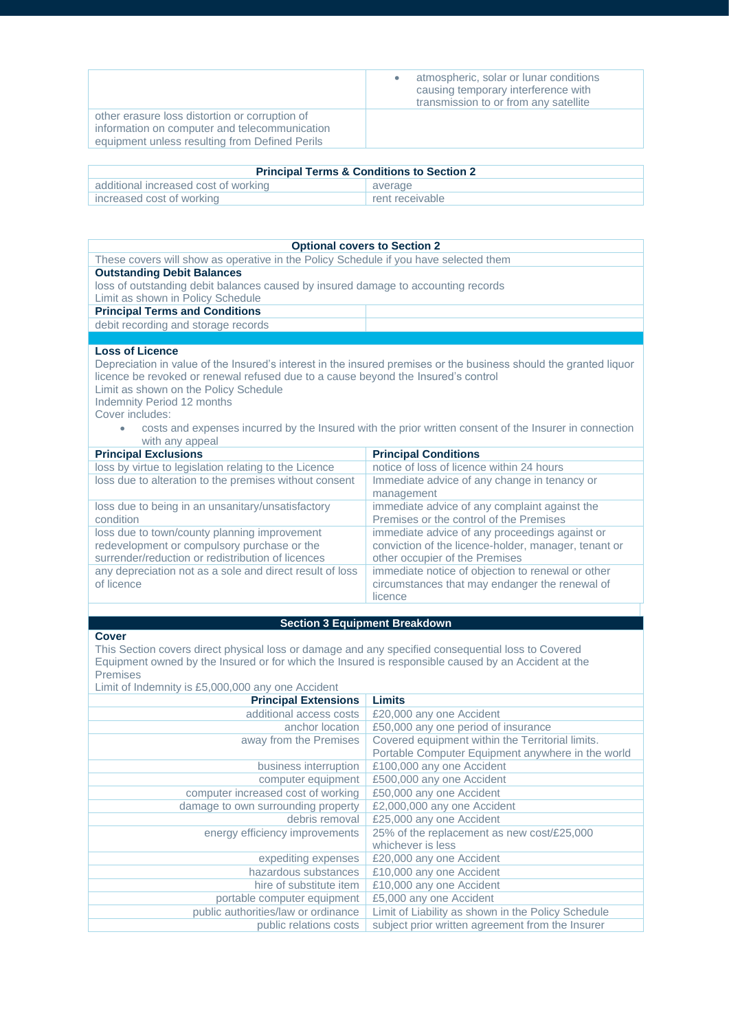| | |
|---|---|
| | • atmospheric, solar or lunar conditions causing temporary interference with transmission to or from any satellite |
| other erasure loss distortion or corruption of information on computer and telecommunication equipment unless resulting from Defined Perils | |

| Principal Terms & Conditions to Section 2 | |
|---|---|
| additional increased cost of working | average |
| increased cost of working | rent receivable |

| Optional covers to Section 2 | |
|---|---|
| These covers will show as operative in the Policy Schedule if you have selected them | |
| **Outstanding Debit Balances**<br>loss of outstanding debit balances caused by insured damage to accounting records<br>Limit as shown in Policy Schedule | |
| **Principal Terms and Conditions** | |
| debit recording and storage records | |

**Loss of Licence**

Depreciation in value of the Insured's interest in the insured premises or the business should the granted liquor licence be revoked or renewal refused due to a cause beyond the Insured's control

Limit as shown on the Policy Schedule

Indemnity Period 12 months

Cover includes:

- costs and expenses incurred by the Insured with the prior written consent of the Insurer in connection with any appeal

| Principal Exclusions | Principal Conditions |
|---|---|
| loss by virtue to legislation relating to the Licence | notice of loss of licence within 24 hours |
| loss due to alteration to the premises without consent | Immediate advice of any change in tenancy or management |
| loss due to being in an unsanitary/unsatisfactory condition | immediate advice of any complaint against the Premises or the control of the Premises |
| loss due to town/county planning improvement redevelopment or compulsory purchase or the surrender/reduction or redistribution of licences | immediate advice of any proceedings against or conviction of the licence-holder, manager, tenant or other occupier of the Premises |
| any depreciation not as a sole and direct result of loss of licence | immediate notice of objection to renewal or other circumstances that may endanger the renewal of licence |

## Section 3 Equipment Breakdown

**Cover**

This Section covers direct physical loss or damage and any specified consequential loss to Covered Equipment owned by the Insured or for which the Insured is responsible caused by an Accident at the Premises

Limit of Indemnity is £5,000,000 any one Accident

| Principal Extensions | Limits |
|---|---|
| additional access costs | £20,000 any one Accident |
| anchor location | £50,000 any one period of insurance |
| away from the Premises | Covered equipment within the Territorial limits. Portable Computer Equipment anywhere in the world |
| business interruption | £100,000 any one Accident |
| computer equipment | £500,000 any one Accident |
| computer increased cost of working | £50,000 any one Accident |
| damage to own surrounding property | £2,000,000 any one Accident |
| debris removal | £25,000 any one Accident |
| energy efficiency improvements | 25% of the replacement as new cost/£25,000 whichever is less |
| expediting expenses | £20,000 any one Accident |
| hazardous substances | £10,000 any one Accident |
| hire of substitute item | £10,000 any one Accident |
| portable computer equipment | £5,000 any one Accident |
| public authorities/law or ordinance | Limit of Liability as shown in the Policy Schedule |
| public relations costs | subject prior written agreement from the Insurer |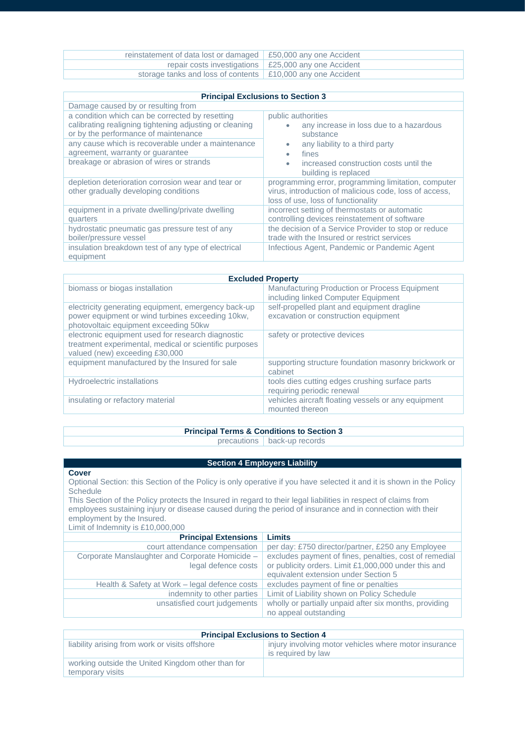| | |
|---|---|
| reinstatement of data lost or damaged | £50,000 any one Accident |
| repair costs investigations | £25,000 any one Accident |
| storage tanks and loss of contents | £10,000 any one Accident |

| Principal Exclusions to Section 3 | |
|---|---|
| Damage caused by or resulting from | |
| a condition which can be corrected by resetting calibrating realigning tightening adjusting or cleaning or by the performance of maintenance | public authorities<br>• any increase in loss due to a hazardous substance<br>• any liability to a third party<br>• fines<br>• increased construction costs until the building is replaced |
| any cause which is recoverable under a maintenance agreement, warranty or guarantee | |
| breakage or abrasion of wires or strands | |
| depletion deterioration corrosion wear and tear or other gradually developing conditions | programming error, programming limitation, computer virus, introduction of malicious code, loss of access, loss of use, loss of functionality |
| equipment in a private dwelling/private dwelling quarters | incorrect setting of thermostats or automatic controlling devices reinstatement of software |
| hydrostatic pneumatic gas pressure test of any boiler/pressure vessel | the decision of a Service Provider to stop or reduce trade with the Insured or restrict services |
| insulation breakdown test of any type of electrical equipment | Infectious Agent, Pandemic or Pandemic Agent |

| Excluded Property | |
|---|---|
| biomass or biogas installation | Manufacturing Production or Process Equipment including linked Computer Equipment |
| electricity generating equipment, emergency back-up power equipment or wind turbines exceeding 10kw, photovoltaic equipment exceeding 50kw | self-propelled plant and equipment dragline excavation or construction equipment |
| electronic equipment used for research diagnostic treatment experimental, medical or scientific purposes valued (new) exceeding £30,000 | safety or protective devices |
| equipment manufactured by the Insured for sale | supporting structure foundation masonry brickwork or cabinet |
| Hydroelectric installations | tools dies cutting edges crushing surface parts requiring periodic renewal |
| insulating or refactory material | vehicles aircraft floating vessels or any equipment mounted thereon |

| Principal Terms & Conditions to Section 3 | |
|---|---|
| precautions | back-up records |

## Section 4 Employers Liability

**Cover**

Optional Section: this Section of the Policy is only operative if you have selected it and it is shown in the Policy Schedule

This Section of the Policy protects the Insured in regard to their legal liabilities in respect of claims from employees sustaining injury or disease caused during the period of insurance and in connection with their employment by the Insured.

Limit of Indemnity is £10,000,000

| Principal Extensions | Limits |
|---|---|
| court attendance compensation | per day: £750 director/partner, £250 any Employee |
| Corporate Manslaughter and Corporate Homicide – legal defence costs | excludes payment of fines, penalties, cost of remedial or publicity orders. Limit £1,000,000 under this and equivalent extension under Section 5 |
| Health & Safety at Work – legal defence costs | excludes payment of fine or penalties |
| indemnity to other parties | Limit of Liability shown on Policy Schedule |
| unsatisfied court judgements | wholly or partially unpaid after six months, providing no appeal outstanding |

| Principal Exclusions to Section 4 | |
|---|---|
| liability arising from work or visits offshore | injury involving motor vehicles where motor insurance is required by law |
| working outside the United Kingdom other than for temporary visits | |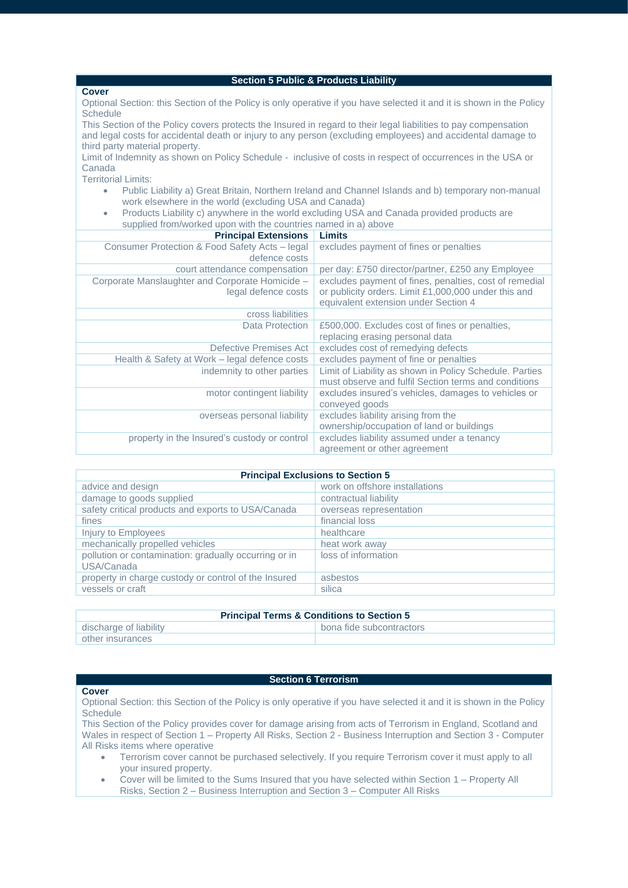## Section 5 Public & Products Liability

**Cover**

Optional Section: this Section of the Policy is only operative if you have selected it and it is shown in the Policy Schedule

This Section of the Policy covers protects the Insured in regard to their legal liabilities to pay compensation and legal costs for accidental death or injury to any person (excluding employees) and accidental damage to third party material property.

Limit of Indemnity as shown on Policy Schedule - inclusive of costs in respect of occurrences in the USA or Canada

Territorial Limits:

- Public Liability a) Great Britain, Northern Ireland and Channel Islands and b) temporary non-manual work elsewhere in the world (excluding USA and Canada)
- Products Liability c) anywhere in the world excluding USA and Canada provided products are supplied from/worked upon with the countries named in a) above

| Principal Extensions | Limits |
|---|---|
| Consumer Protection & Food Safety Acts – legal defence costs | excludes payment of fines or penalties |
| court attendance compensation | per day: £750 director/partner, £250 any Employee |
| Corporate Manslaughter and Corporate Homicide – legal defence costs | excludes payment of fines, penalties, cost of remedial or publicity orders. Limit £1,000,000 under this and equivalent extension under Section 4 |
| cross liabilities | |
| Data Protection | £500,000. Excludes cost of fines or penalties, replacing erasing personal data |
| Defective Premises Act | excludes cost of remedying defects |
| Health & Safety at Work – legal defence costs | excludes payment of fine or penalties |
| indemnity to other parties | Limit of Liability as shown in Policy Schedule. Parties must observe and fulfil Section terms and conditions |
| motor contingent liability | excludes insured's vehicles, damages to vehicles or conveyed goods |
| overseas personal liability | excludes liability arising from the ownership/occupation of land or buildings |
| property in the Insured's custody or control | excludes liability assumed under a tenancy agreement or other agreement |

| Principal Exclusions to Section 5 | |
|---|---|
| advice and design | work on offshore installations |
| damage to goods supplied | contractual liability |
| safety critical products and exports to USA/Canada | overseas representation |
| fines | financial loss |
| Injury to Employees | healthcare |
| mechanically propelled vehicles | heat work away |
| pollution or contamination: gradually occurring or in USA/Canada | loss of information |
| property in charge custody or control of the Insured | asbestos |
| vessels or craft | silica |

| Principal Terms & Conditions to Section 5 | |
|---|---|
| discharge of liability | bona fide subcontractors |
| other insurances | |

## Section 6 Terrorism

**Cover**

Optional Section: this Section of the Policy is only operative if you have selected it and it is shown in the Policy Schedule

This Section of the Policy provides cover for damage arising from acts of Terrorism in England, Scotland and Wales in respect of Section 1 – Property All Risks, Section 2 - Business Interruption and Section 3 - Computer All Risks items where operative

- Terrorism cover cannot be purchased selectively. If you require Terrorism cover it must apply to all your insured property.
- Cover will be limited to the Sums Insured that you have selected within Section 1 – Property All Risks, Section 2 – Business Interruption and Section 3 – Computer All Risks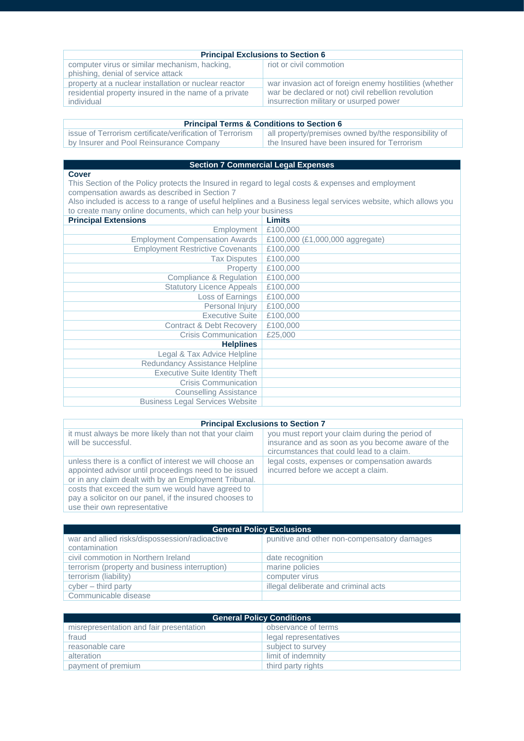| Principal Exclusions to Section 6 | |
|---|---|
| computer virus or similar mechanism, hacking, phishing, denial of service attack | riot or civil commotion |
| property at a nuclear installation or nuclear reactor | war invasion act of foreign enemy hostilities (whether war be declared or not) civil rebellion revolution insurrection military or usurped power |
| residential property insured in the name of a private individual | |

| Principal Terms & Conditions to Section 6 | |
|---|---|
| issue of Terrorism certificate/verification of Terrorism by Insurer and Pool Reinsurance Company | all property/premises owned by/the responsibility of the Insured have been insured for Terrorism |

## Section 7 Commercial Legal Expenses

**Cover**

This Section of the Policy protects the Insured in regard to legal costs & expenses and employment compensation awards as described in Section 7

Also included is access to a range of useful helplines and a Business legal services website, which allows you to create many online documents, which can help your business

| Principal Extensions | Limits |
|---|---|
| Employment | £100,000 |
| Employment Compensation Awards | £100,000 (£1,000,000 aggregate) |
| Employment Restrictive Covenants | £100,000 |
| Tax Disputes | £100,000 |
| Property | £100,000 |
| Compliance & Regulation | £100,000 |
| Statutory Licence Appeals | £100,000 |
| Loss of Earnings | £100,000 |
| Personal Injury | £100,000 |
| Executive Suite | £100,000 |
| Contract & Debt Recovery | £100,000 |
| Crisis Communication | £25,000 |
| **Helplines** | |
| Legal & Tax Advice Helpline | |
| Redundancy Assistance Helpline | |
| Executive Suite Identity Theft | |
| Crisis Communication | |
| Counselling Assistance | |
| Business Legal Services Website | |

| Principal Exclusions to Section 7 | |
|---|---|
| it must always be more likely than not that your claim will be successful. | you must report your claim during the period of insurance and as soon as you become aware of the circumstances that could lead to a claim. |
| unless there is a conflict of interest we will choose an appointed advisor until proceedings need to be issued or in any claim dealt with by an Employment Tribunal. | legal costs, expenses or compensation awards incurred before we accept a claim. |
| costs that exceed the sum we would have agreed to pay a solicitor on our panel, if the insured chooses to use their own representative | |

| General Policy Exclusions | |
|---|---|
| war and allied risks/dispossession/radioactive contamination | punitive and other non-compensatory damages |
| civil commotion in Northern Ireland | date recognition |
| terrorism (property and business interruption) | marine policies |
| terrorism (liability) | computer virus |
| cyber – third party | illegal deliberate and criminal acts |
| Communicable disease | |

| General Policy Conditions | |
|---|---|
| misrepresentation and fair presentation | observance of terms |
| fraud | legal representatives |
| reasonable care | subject to survey |
| alteration | limit of indemnity |
| payment of premium | third party rights |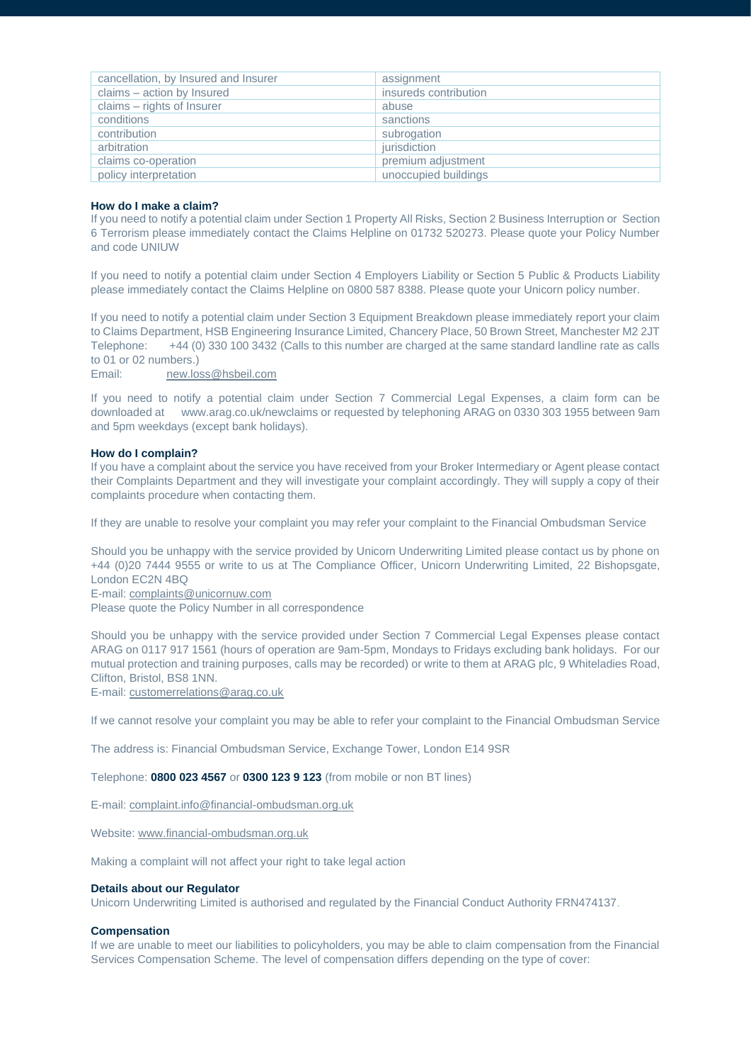| cancellation, by Insured and Insurer | assignment |
|---|---|
| claims – action by Insured | insureds contribution |
| claims – rights of Insurer | abuse |
| conditions | sanctions |
| contribution | subrogation |
| arbitration | jurisdiction |
| claims co-operation | premium adjustment |
| policy interpretation | unoccupied buildings |

**How do I make a claim?**

If you need to notify a potential claim under Section 1 Property All Risks, Section 2 Business Interruption or Section 6 Terrorism please immediately contact the Claims Helpline on 01732 520273. Please quote your Policy Number and code UNIUW

If you need to notify a potential claim under Section 4 Employers Liability or Section 5 Public & Products Liability please immediately contact the Claims Helpline on 0800 587 8388. Please quote your Unicorn policy number.

If you need to notify a potential claim under Section 3 Equipment Breakdown please immediately report your claim to Claims Department, HSB Engineering Insurance Limited, Chancery Place, 50 Brown Street, Manchester M2 2JT
Telephone: +44 (0) 330 100 3432 (Calls to this number are charged at the same standard landline rate as calls to 01 or 02 numbers.)
Email: new.loss@hsbeil.com

If you need to notify a potential claim under Section 7 Commercial Legal Expenses, a claim form can be downloaded at www.arag.co.uk/newclaims or requested by telephoning ARAG on 0330 303 1955 between 9am and 5pm weekdays (except bank holidays).

**How do I complain?**

If you have a complaint about the service you have received from your Broker Intermediary or Agent please contact their Complaints Department and they will investigate your complaint accordingly. They will supply a copy of their complaints procedure when contacting them.

If they are unable to resolve your complaint you may refer your complaint to the Financial Ombudsman Service

Should you be unhappy with the service provided by Unicorn Underwriting Limited please contact us by phone on +44 (0)20 7444 9555 or write to us at The Compliance Officer, Unicorn Underwriting Limited, 22 Bishopsgate, London EC2N 4BQ
E-mail: complaints@unicornuw.com
Please quote the Policy Number in all correspondence

Should you be unhappy with the service provided under Section 7 Commercial Legal Expenses please contact ARAG on 0117 917 1561 (hours of operation are 9am-5pm, Mondays to Fridays excluding bank holidays. For our mutual protection and training purposes, calls may be recorded) or write to them at ARAG plc, 9 Whiteladies Road, Clifton, Bristol, BS8 1NN.
E-mail: customerrelations@arag.co.uk

If we cannot resolve your complaint you may be able to refer your complaint to the Financial Ombudsman Service

The address is: Financial Ombudsman Service, Exchange Tower, London E14 9SR

Telephone: **0800 023 4567** or **0300 123 9 123** (from mobile or non BT lines)

E-mail: complaint.info@financial-ombudsman.org.uk

Website: www.financial-ombudsman.org.uk

Making a complaint will not affect your right to take legal action

**Details about our Regulator**

Unicorn Underwriting Limited is authorised and regulated by the Financial Conduct Authority FRN474137.

**Compensation**

If we are unable to meet our liabilities to policyholders, you may be able to claim compensation from the Financial Services Compensation Scheme. The level of compensation differs depending on the type of cover: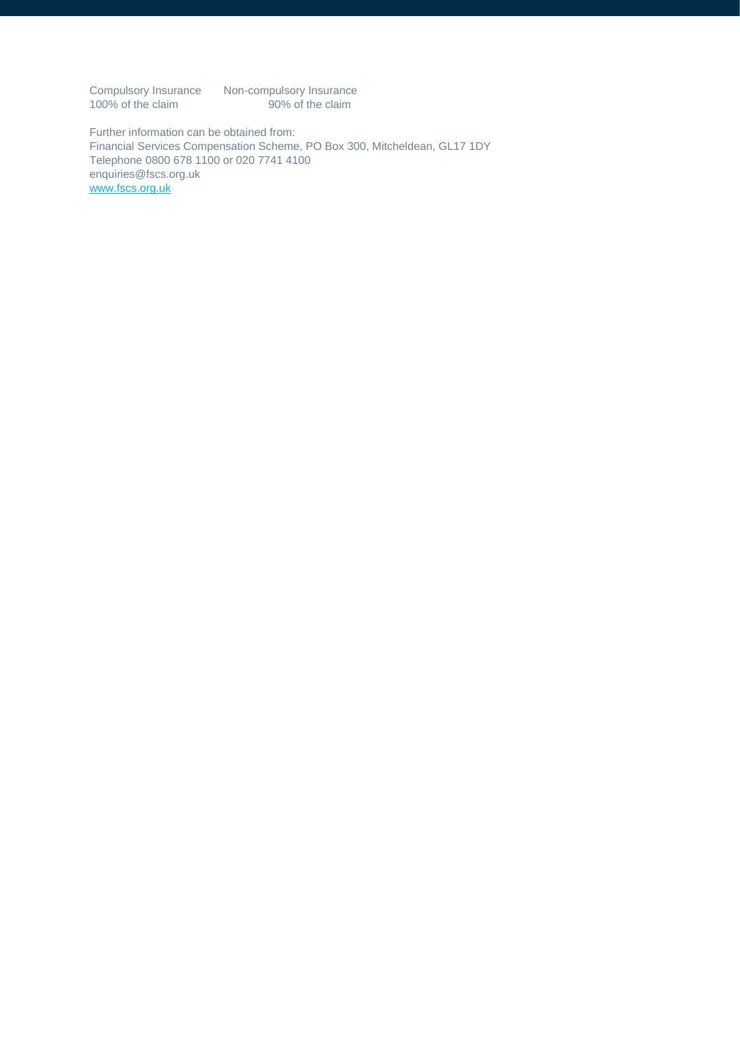| Compulsory Insurance | Non-compulsory Insurance |
| --- | --- |
| 100% of the claim | 90% of the claim |

Further information can be obtained from:
Financial Services Compensation Scheme, PO Box 300, Mitcheldean, GL17 1DY
Telephone 0800 678 1100 or 020 7741 4100
enquiries@fscs.org.uk
www.fscs.org.uk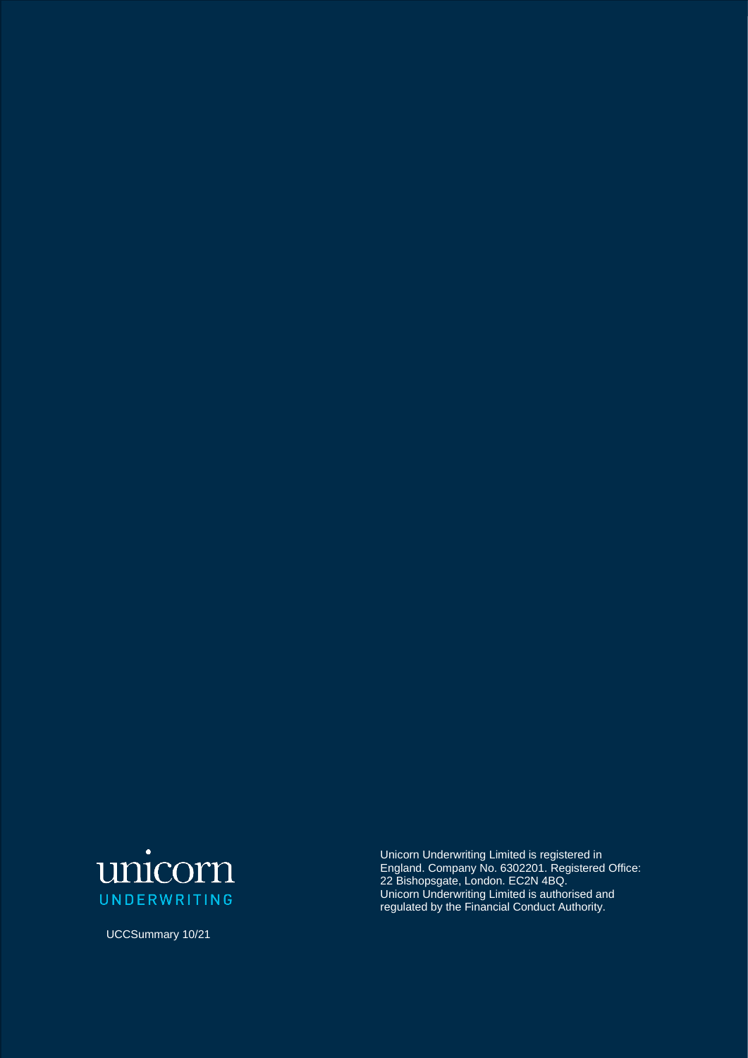unicorn
UNDERWRITING

UCCSummary 10/21

Unicorn Underwriting Limited is registered in England. Company No. 6302201. Registered Office: 22 Bishopsgate, London. EC2N 4BQ.
Unicorn Underwriting Limited is authorised and regulated by the Financial Conduct Authority.